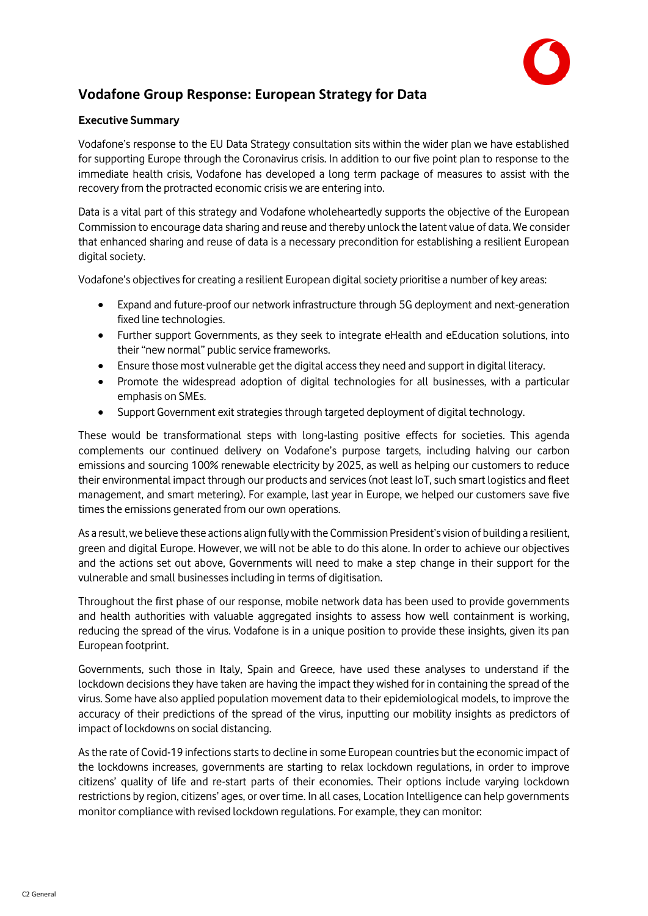# Vodafone Group Response: European Strategy for Data

## Executive Summary

Vodafone's response to the EU Data Strategy consultation sits within the wider plan we have established for supporting Europe through the Coronavirus crisis. In addition to our five point plan to response to the immediate health crisis, Vodafone has developed a long term package of measures to assist with the recovery from the protracted economic crisis we are entering into.

Data is a vital part of this strategy and Vodafone wholeheartedly supports the objective of the European Commission to encourage data sharing and reuse and thereby unlock the latent value of data. We consider that enhanced sharing and reuse of data is a necessary precondition for establishing a resilient European digital society.

Vodafone's objectives for creating a resilient European digital society prioritise a number of key areas:

- Expand and future-proof our network infrastructure through 5G deployment and next-generation fixed line technologies.
- Further support Governments, as they seek to integrate eHealth and eEducation solutions, into their "new normal" public service frameworks.
- Ensure those most vulnerable get the digital access they need and support in digital literacy.
- Promote the widespread adoption of digital technologies for all businesses, with a particular emphasis on SMEs.
- Support Government exit strategies through targeted deployment of digital technology.

These would be transformational steps with long-lasting positive effects for societies. This agenda complements our continued delivery on Vodafone's purpose targets, including halving our carbon emissions and sourcing 100% renewable electricity by 2025, as well as helping our customers to reduce their environmental impact through our products and services (not least IoT, such smart logistics and fleet management, and smart metering). For example, last year in Europe, we helped our customers save five times the emissions generated from our own operations.

As a result, we believe these actions align fully with the Commission President's vision of building a resilient, green and digital Europe. However, we will not be able to do this alone. In order to achieve our objectives and the actions set out above, Governments will need to make a step change in their support for the vulnerable and small businesses including in terms of digitisation.

Throughout the first phase of our response, mobile network data has been used to provide governments and health authorities with valuable aggregated insights to assess how well containment is working, reducing the spread of the virus. Vodafone is in a unique position to provide these insights, given its pan European footprint.

Governments, such those in Italy, Spain and Greece, have used these analyses to understand if the lockdown decisions they have taken are having the impact they wished for in containing the spread of the virus. Some have also applied population movement data to their epidemiological models, to improve the accuracy of their predictions of the spread of the virus, inputting our mobility insights as predictors of impact of lockdowns on social distancing.

As the rate of Covid-19 infections starts to decline in some European countries but the economic impact of the lockdowns increases, governments are starting to relax lockdown regulations, in order to improve citizens' quality of life and re-start parts of their economies. Their options include varying lockdown restrictions by region, citizens' ages, or over time. In all cases, Location Intelligence can help governments monitor compliance with revised lockdown regulations. For example, they can monitor: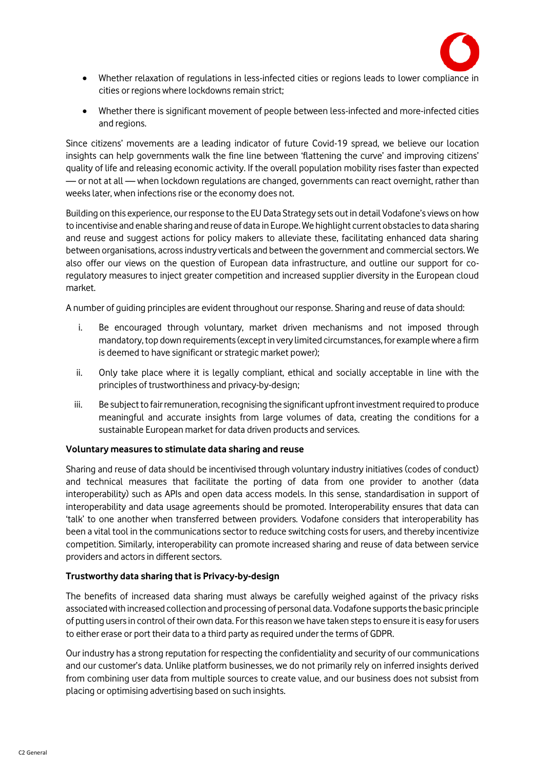- Whether relaxation of regulations in less-infected cities or regions leads to lower compliance in cities or regions where lockdowns remain strict;
- Whether there is significant movement of people between less-infected and more-infected cities and regions.

Since citizens' movements are a leading indicator of future Covid-19 spread, we believe our location insights can help governments walk the fine line between 'flattening the curve' and improving citizens' quality of life and releasing economic activity. If the overall population mobility rises faster than expected — or not at all — when lockdown regulations are changed, governments can react overnight, rather than weeks later, when infections rise or the economy does not.

Building on this experience, our response to the EU Data Strategy sets out in detail Vodafone's views on how to incentivise and enable sharing and reuse of data in Europe. We highlight current obstacles to data sharing and reuse and suggest actions for policy makers to alleviate these, facilitating enhanced data sharing between organisations, across industry verticals and between the government and commercial sectors. We also offer our views on the question of European data infrastructure, and outline our support for co-regulatory measures to inject greater competition and increased supplier diversity in the European cloud market.

A number of guiding principles are evident throughout our response. Sharing and reuse of data should:

i. Be encouraged through voluntary, market driven mechanisms and not imposed through mandatory, top down requirements (except in very limited circumstances, for example where a firm is deemed to have significant or strategic market power);

ii. Only take place where it is legally compliant, ethical and socially acceptable in line with the principles of trustworthiness and privacy-by-design;

iii. Be subject to fair remuneration, recognising the significant upfront investment required to produce meaningful and accurate insights from large volumes of data, creating the conditions for a sustainable European market for data driven products and services.

**Voluntary measures to stimulate data sharing and reuse**

Sharing and reuse of data should be incentivised through voluntary industry initiatives (codes of conduct) and technical measures that facilitate the porting of data from one provider to another (data interoperability) such as APIs and open data access models. In this sense, standardisation in support of interoperability and data usage agreements should be promoted. Interoperability ensures that data can 'talk' to one another when transferred between providers. Vodafone considers that interoperability has been a vital tool in the communications sector to reduce switching costs for users, and thereby incentivize competition. Similarly, interoperability can promote increased sharing and reuse of data between service providers and actors in different sectors.

**Trustworthy data sharing that is Privacy-by-design**

The benefits of increased data sharing must always be carefully weighed against of the privacy risks associated with increased collection and processing of personal data. Vodafone supports the basic principle of putting users in control of their own data. For this reason we have taken steps to ensure it is easy for users to either erase or port their data to a third party as required under the terms of GDPR.

Our industry has a strong reputation for respecting the confidentiality and security of our communications and our customer's data. Unlike platform businesses, we do not primarily rely on inferred insights derived from combining user data from multiple sources to create value, and our business does not subsist from placing or optimising advertising based on such insights.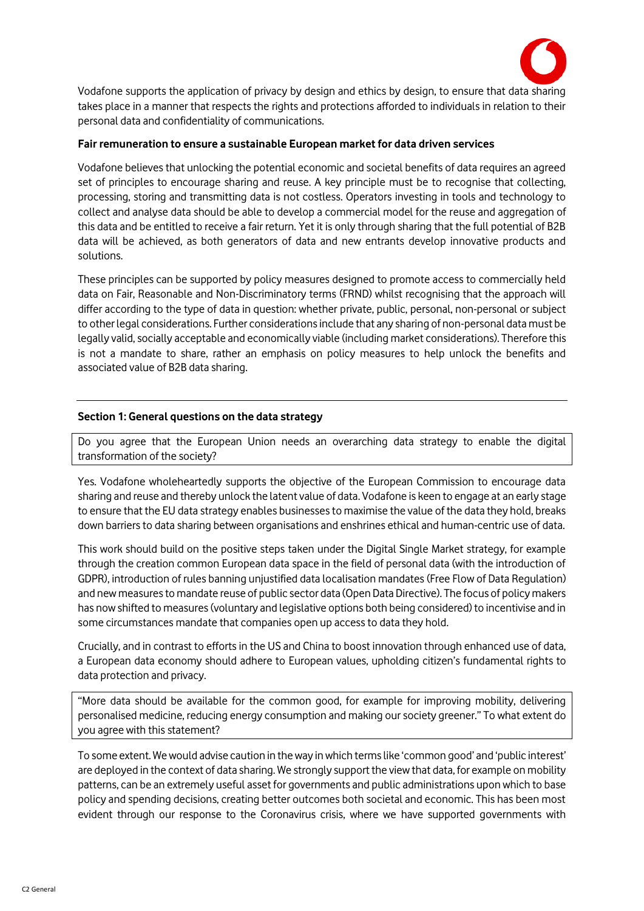Vodafone supports the application of privacy by design and ethics by design, to ensure that data sharing takes place in a manner that respects the rights and protections afforded to individuals in relation to their personal data and confidentiality of communications.

**Fair remuneration to ensure a sustainable European market for data driven services**

Vodafone believes that unlocking the potential economic and societal benefits of data requires an agreed set of principles to encourage sharing and reuse. A key principle must be to recognise that collecting, processing, storing and transmitting data is not costless. Operators investing in tools and technology to collect and analyse data should be able to develop a commercial model for the reuse and aggregation of this data and be entitled to receive a fair return. Yet it is only through sharing that the full potential of B2B data will be achieved, as both generators of data and new entrants develop innovative products and solutions.

These principles can be supported by policy measures designed to promote access to commercially held data on Fair, Reasonable and Non-Discriminatory terms (FRND) whilst recognising that the approach will differ according to the type of data in question: whether private, public, personal, non-personal or subject to other legal considerations. Further considerations include that any sharing of non-personal data must be legally valid, socially acceptable and economically viable (including market considerations). Therefore this is not a mandate to share, rather an emphasis on policy measures to help unlock the benefits and associated value of B2B data sharing.

---

**Section 1: General questions on the data strategy**

| Do you agree that the European Union needs an overarching data strategy to enable the digital transformation of the society? |
| --- |

Yes. Vodafone wholeheartedly supports the objective of the European Commission to encourage data sharing and reuse and thereby unlock the latent value of data. Vodafone is keen to engage at an early stage to ensure that the EU data strategy enables businesses to maximise the value of the data they hold, breaks down barriers to data sharing between organisations and enshrines ethical and human-centric use of data.

This work should build on the positive steps taken under the Digital Single Market strategy, for example through the creation common European data space in the field of personal data (with the introduction of GDPR), introduction of rules banning unjustified data localisation mandates (Free Flow of Data Regulation) and new measures to mandate reuse of public sector data (Open Data Directive). The focus of policy makers has now shifted to measures (voluntary and legislative options both being considered) to incentivise and in some circumstances mandate that companies open up access to data they hold.

Crucially, and in contrast to efforts in the US and China to boost innovation through enhanced use of data, a European data economy should adhere to European values, upholding citizen's fundamental rights to data protection and privacy.

| "More data should be available for the common good, for example for improving mobility, delivering personalised medicine, reducing energy consumption and making our society greener." To what extent do you agree with this statement? |
| --- |

To some extent. We would advise caution in the way in which terms like 'common good' and 'public interest' are deployed in the context of data sharing. We strongly support the view that data, for example on mobility patterns, can be an extremely useful asset for governments and public administrations upon which to base policy and spending decisions, creating better outcomes both societal and economic. This has been most evident through our response to the Coronavirus crisis, where we have supported governments with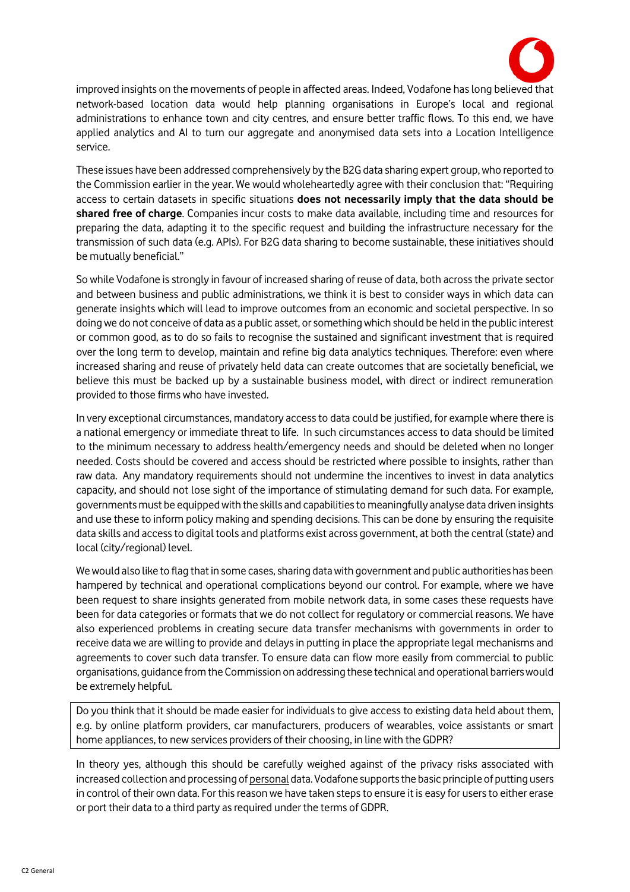improved insights on the movements of people in affected areas. Indeed, Vodafone has long believed that network-based location data would help planning organisations in Europe's local and regional administrations to enhance town and city centres, and ensure better traffic flows. To this end, we have applied analytics and AI to turn our aggregate and anonymised data sets into a Location Intelligence service.

These issues have been addressed comprehensively by the B2G data sharing expert group, who reported to the Commission earlier in the year. We would wholeheartedly agree with their conclusion that: "Requiring access to certain datasets in specific situations **does not necessarily imply that the data should be shared free of charge**. Companies incur costs to make data available, including time and resources for preparing the data, adapting it to the specific request and building the infrastructure necessary for the transmission of such data (e.g. APIs). For B2G data sharing to become sustainable, these initiatives should be mutually beneficial."

So while Vodafone is strongly in favour of increased sharing of reuse of data, both across the private sector and between business and public administrations, we think it is best to consider ways in which data can generate insights which will lead to improve outcomes from an economic and societal perspective. In so doing we do not conceive of data as a public asset, or something which should be held in the public interest or common good, as to do so fails to recognise the sustained and significant investment that is required over the long term to develop, maintain and refine big data analytics techniques. Therefore: even where increased sharing and reuse of privately held data can create outcomes that are societally beneficial, we believe this must be backed up by a sustainable business model, with direct or indirect remuneration provided to those firms who have invested.

In very exceptional circumstances, mandatory access to data could be justified, for example where there is a national emergency or immediate threat to life. In such circumstances access to data should be limited to the minimum necessary to address health/emergency needs and should be deleted when no longer needed. Costs should be covered and access should be restricted where possible to insights, rather than raw data. Any mandatory requirements should not undermine the incentives to invest in data analytics capacity, and should not lose sight of the importance of stimulating demand for such data. For example, governments must be equipped with the skills and capabilities to meaningfully analyse data driven insights and use these to inform policy making and spending decisions. This can be done by ensuring the requisite data skills and access to digital tools and platforms exist across government, at both the central (state) and local (city/regional) level.

We would also like to flag that in some cases, sharing data with government and public authorities has been hampered by technical and operational complications beyond our control. For example, where we have been request to share insights generated from mobile network data, in some cases these requests have been for data categories or formats that we do not collect for regulatory or commercial reasons. We have also experienced problems in creating secure data transfer mechanisms with governments in order to receive data we are willing to provide and delays in putting in place the appropriate legal mechanisms and agreements to cover such data transfer. To ensure data can flow more easily from commercial to public organisations, guidance from the Commission on addressing these technical and operational barriers would be extremely helpful.

| Do you think that it should be made easier for individuals to give access to existing data held about them, e.g. by online platform providers, car manufacturers, producers of wearables, voice assistants or smart home appliances, to new services providers of their choosing, in line with the GDPR? |
|---|

In theory yes, although this should be carefully weighed against of the privacy risks associated with increased collection and processing of <u>personal</u> data. Vodafone supports the basic principle of putting users in control of their own data. For this reason we have taken steps to ensure it is easy for users to either erase or port their data to a third party as required under the terms of GDPR.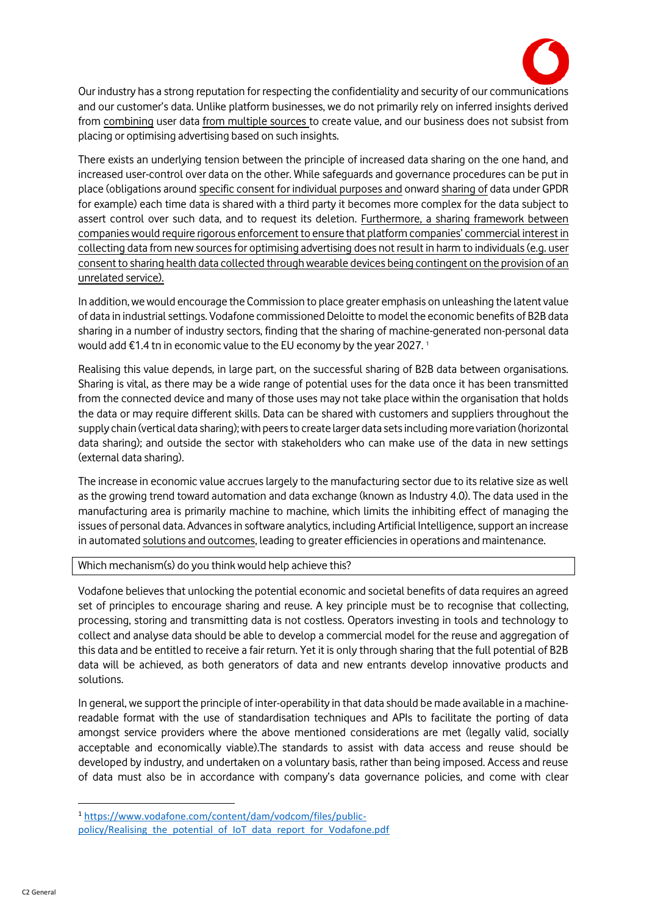Our industry has a strong reputation for respecting the confidentiality and security of our communications and our customer's data. Unlike platform businesses, we do not primarily rely on inferred insights derived from combining user data from multiple sources to create value, and our business does not subsist from placing or optimising advertising based on such insights.

There exists an underlying tension between the principle of increased data sharing on the one hand, and increased user-control over data on the other. While safeguards and governance procedures can be put in place (obligations around specific consent for individual purposes and onward sharing of data under GPDR for example) each time data is shared with a third party it becomes more complex for the data subject to assert control over such data, and to request its deletion. Furthermore, a sharing framework between companies would require rigorous enforcement to ensure that platform companies' commercial interest in collecting data from new sources for optimising advertising does not result in harm to individuals (e.g. user consent to sharing health data collected through wearable devices being contingent on the provision of an unrelated service).

In addition, we would encourage the Commission to place greater emphasis on unleashing the latent value of data in industrial settings. Vodafone commissioned Deloitte to model the economic benefits of B2B data sharing in a number of industry sectors, finding that the sharing of machine-generated non-personal data would add €1.4 tn in economic value to the EU economy by the year 2027. [1]

Realising this value depends, in large part, on the successful sharing of B2B data between organisations. Sharing is vital, as there may be a wide range of potential uses for the data once it has been transmitted from the connected device and many of those uses may not take place within the organisation that holds the data or may require different skills. Data can be shared with customers and suppliers throughout the supply chain (vertical data sharing); with peers to create larger data sets including more variation (horizontal data sharing); and outside the sector with stakeholders who can make use of the data in new settings (external data sharing).

The increase in economic value accrues largely to the manufacturing sector due to its relative size as well as the growing trend toward automation and data exchange (known as Industry 4.0). The data used in the manufacturing area is primarily machine to machine, which limits the inhibiting effect of managing the issues of personal data. Advances in software analytics, including Artificial Intelligence, support an increase in automated solutions and outcomes, leading to greater efficiencies in operations and maintenance.

| Which mechanism(s) do you think would help achieve this? |
|---|

Vodafone believes that unlocking the potential economic and societal benefits of data requires an agreed set of principles to encourage sharing and reuse. A key principle must be to recognise that collecting, processing, storing and transmitting data is not costless. Operators investing in tools and technology to collect and analyse data should be able to develop a commercial model for the reuse and aggregation of this data and be entitled to receive a fair return. Yet it is only through sharing that the full potential of B2B data will be achieved, as both generators of data and new entrants develop innovative products and solutions.

In general, we support the principle of inter-operability in that data should be made available in a machine-readable format with the use of standardisation techniques and APIs to facilitate the porting of data amongst service providers where the above mentioned considerations are met (legally valid, socially acceptable and economically viable).The standards to assist with data access and reuse should be developed by industry, and undertaken on a voluntary basis, rather than being imposed. Access and reuse of data must also be in accordance with company's data governance policies, and come with clear

[1] https://www.vodafone.com/content/dam/vodcom/files/public-policy/Realising_the_potential_of_IoT_data_report_for_Vodafone.pdf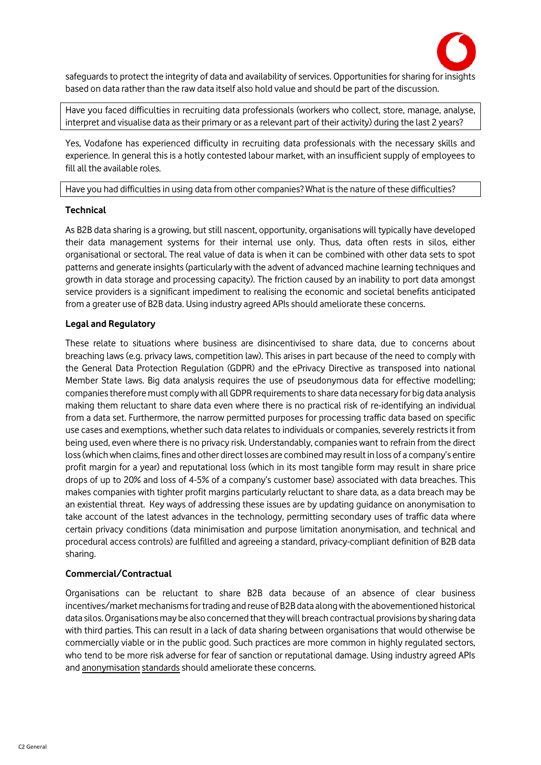safeguards to protect the integrity of data and availability of services. Opportunities for sharing for insights based on data rather than the raw data itself also hold value and should be part of the discussion.

| Have you faced difficulties in recruiting data professionals (workers who collect, store, manage, analyse, interpret and visualise data as their primary or as a relevant part of their activity) during the last 2 years? |
| --- |

Yes, Vodafone has experienced difficulty in recruiting data professionals with the necessary skills and experience. In general this is a hotly contested labour market, with an insufficient supply of employees to fill all the available roles.

| Have you had difficulties in using data from other companies? What is the nature of these difficulties? |
| --- |

**Technical**

As B2B data sharing is a growing, but still nascent, opportunity, organisations will typically have developed their data management systems for their internal use only. Thus, data often rests in silos, either organisational or sectoral. The real value of data is when it can be combined with other data sets to spot patterns and generate insights (particularly with the advent of advanced machine learning techniques and growth in data storage and processing capacity). The friction caused by an inability to port data amongst service providers is a significant impediment to realising the economic and societal benefits anticipated from a greater use of B2B data. Using industry agreed APIs should ameliorate these concerns.

**Legal and Regulatory**

These relate to situations where business are disincentivised to share data, due to concerns about breaching laws (e.g. privacy laws, competition law). This arises in part because of the need to comply with the General Data Protection Regulation (GDPR) and the ePrivacy Directive as transposed into national Member State laws. Big data analysis requires the use of pseudonymous data for effective modelling; companies therefore must comply with all GDPR requirements to share data necessary for big data analysis making them reluctant to share data even where there is no practical risk of re-identifying an individual from a data set. Furthermore, the narrow permitted purposes for processing traffic data based on specific use cases and exemptions, whether such data relates to individuals or companies, severely restricts it from being used, even where there is no privacy risk. Understandably, companies want to refrain from the direct loss (which when claims, fines and other direct losses are combined may result in loss of a company's entire profit margin for a year) and reputational loss (which in its most tangible form may result in share price drops of up to 20% and loss of 4-5% of a company's customer base) associated with data breaches. This makes companies with tighter profit margins particularly reluctant to share data, as a data breach may be an existential threat. Key ways of addressing these issues are by updating guidance on anonymisation to take account of the latest advances in the technology, permitting secondary uses of traffic data where certain privacy conditions (data minimisation and purpose limitation anonymisation, and technical and procedural access controls) are fulfilled and agreeing a standard, privacy-compliant definition of B2B data sharing.

**Commercial/Contractual**

Organisations can be reluctant to share B2B data because of an absence of clear business incentives/market mechanisms for trading and reuse of B2B data along with the abovementioned historical data silos. Organisations may be also concerned that they will breach contractual provisions by sharing data with third parties. This can result in a lack of data sharing between organisations that would otherwise be commercially viable or in the public good. Such practices are more common in highly regulated sectors, who tend to be more risk adverse for fear of sanction or reputational damage. Using industry agreed APIs and anonymisation standards should ameliorate these concerns.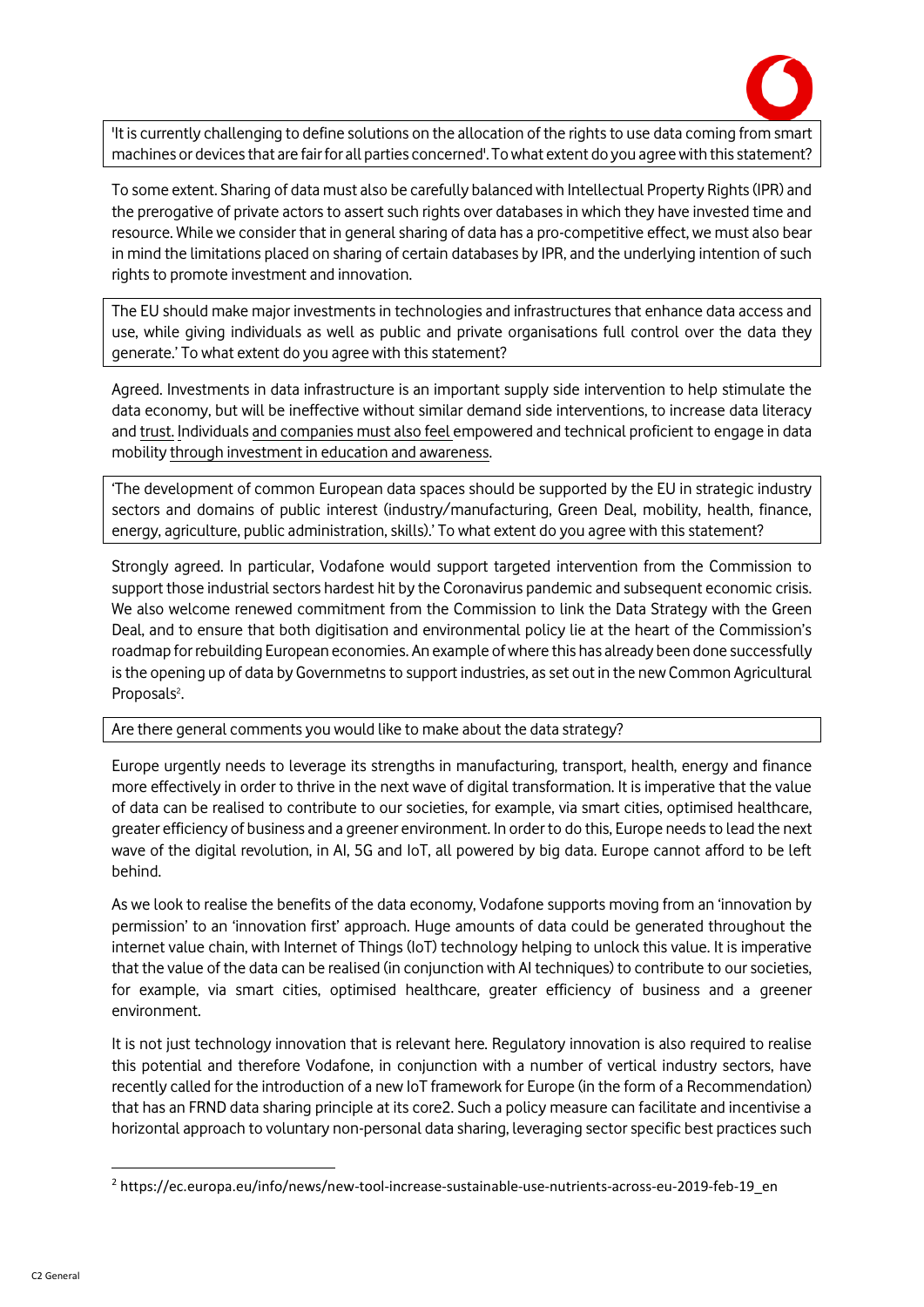'It is currently challenging to define solutions on the allocation of the rights to use data coming from smart machines or devices that are fair for all parties concerned'. To what extent do you agree with this statement?

To some extent. Sharing of data must also be carefully balanced with Intellectual Property Rights (IPR) and the prerogative of private actors to assert such rights over databases in which they have invested time and resource. While we consider that in general sharing of data has a pro-competitive effect, we must also bear in mind the limitations placed on sharing of certain databases by IPR, and the underlying intention of such rights to promote investment and innovation.

The EU should make major investments in technologies and infrastructures that enhance data access and use, while giving individuals as well as public and private organisations full control over the data they generate.' To what extent do you agree with this statement?

Agreed. Investments in data infrastructure is an important supply side intervention to help stimulate the data economy, but will be ineffective without similar demand side interventions, to increase data literacy and trust. Individuals and companies must also feel empowered and technical proficient to engage in data mobility through investment in education and awareness.

'The development of common European data spaces should be supported by the EU in strategic industry sectors and domains of public interest (industry/manufacturing, Green Deal, mobility, health, finance, energy, agriculture, public administration, skills).' To what extent do you agree with this statement?

Strongly agreed. In particular, Vodafone would support targeted intervention from the Commission to support those industrial sectors hardest hit by the Coronavirus pandemic and subsequent economic crisis. We also welcome renewed commitment from the Commission to link the Data Strategy with the Green Deal, and to ensure that both digitisation and environmental policy lie at the heart of the Commission's roadmap for rebuilding European economies. An example of where this has already been done successfully is the opening up of data by Governmetns to support industries, as set out in the new Common Agricultural Proposals[2].

Are there general comments you would like to make about the data strategy?

Europe urgently needs to leverage its strengths in manufacturing, transport, health, energy and finance more effectively in order to thrive in the next wave of digital transformation. It is imperative that the value of data can be realised to contribute to our societies, for example, via smart cities, optimised healthcare, greater efficiency of business and a greener environment. In order to do this, Europe needs to lead the next wave of the digital revolution, in AI, 5G and IoT, all powered by big data. Europe cannot afford to be left behind.

As we look to realise the benefits of the data economy, Vodafone supports moving from an 'innovation by permission' to an 'innovation first' approach. Huge amounts of data could be generated throughout the internet value chain, with Internet of Things (IoT) technology helping to unlock this value. It is imperative that the value of the data can be realised (in conjunction with AI techniques) to contribute to our societies, for example, via smart cities, optimised healthcare, greater efficiency of business and a greener environment.

It is not just technology innovation that is relevant here. Regulatory innovation is also required to realise this potential and therefore Vodafone, in conjunction with a number of vertical industry sectors, have recently called for the introduction of a new IoT framework for Europe (in the form of a Recommendation) that has an FRND data sharing principle at its core2. Such a policy measure can facilitate and incentivise a horizontal approach to voluntary non-personal data sharing, leveraging sector specific best practices such

---

[2] https://ec.europa.eu/info/news/new-tool-increase-sustainable-use-nutrients-across-eu-2019-feb-19_en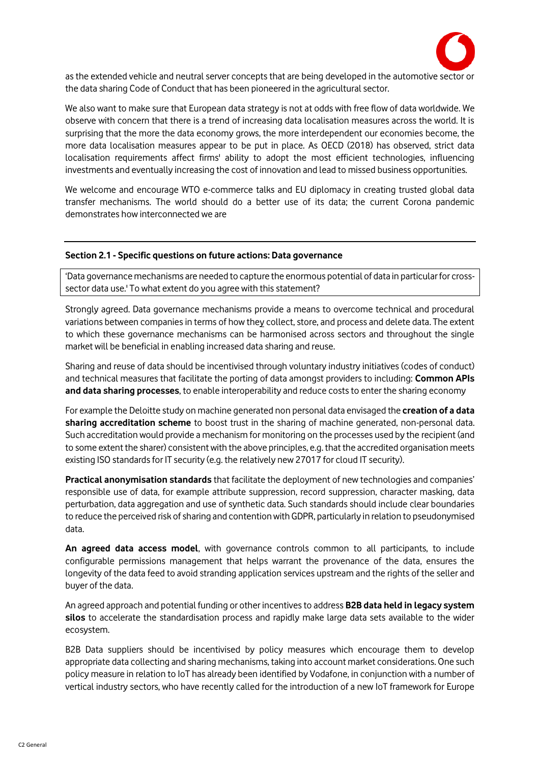as the extended vehicle and neutral server concepts that are being developed in the automotive sector or the data sharing Code of Conduct that has been pioneered in the agricultural sector.

We also want to make sure that European data strategy is not at odds with free flow of data worldwide. We observe with concern that there is a trend of increasing data localisation measures across the world. It is surprising that the more the data economy grows, the more interdependent our economies become, the more data localisation measures appear to be put in place. As OECD (2018) has observed, strict data localisation requirements affect firms' ability to adopt the most efficient technologies, influencing investments and eventually increasing the cost of innovation and lead to missed business opportunities.

We welcome and encourage WTO e-commerce talks and EU diplomacy in creating trusted global data transfer mechanisms. The world should do a better use of its data; the current Corona pandemic demonstrates how interconnected we are

---

**Section 2.1 - Specific questions on future actions: Data governance**

'Data governance mechanisms are needed to capture the enormous potential of data in particular for cross-sector data use.' To what extent do you agree with this statement?

Strongly agreed. Data governance mechanisms provide a means to overcome technical and procedural variations between companies in terms of how they collect, store, and process and delete data. The extent to which these governance mechanisms can be harmonised across sectors and throughout the single market will be beneficial in enabling increased data sharing and reuse.

Sharing and reuse of data should be incentivised through voluntary industry initiatives (codes of conduct) and technical measures that facilitate the porting of data amongst providers to including: **Common APIs and data sharing processes**, to enable interoperability and reduce costs to enter the sharing economy

For example the Deloitte study on machine generated non personal data envisaged the **creation of a data sharing accreditation scheme** to boost trust in the sharing of machine generated, non-personal data. Such accreditation would provide a mechanism for monitoring on the processes used by the recipient (and to some extent the sharer) consistent with the above principles, e.g. that the accredited organisation meets existing ISO standards for IT security (e.g. the relatively new 27017 for cloud IT security).

**Practical anonymisation standards** that facilitate the deployment of new technologies and companies' responsible use of data, for example attribute suppression, record suppression, character masking, data perturbation, data aggregation and use of synthetic data. Such standards should include clear boundaries to reduce the perceived risk of sharing and contention with GDPR, particularly in relation to pseudonymised data.

**An agreed data access model**, with governance controls common to all participants, to include configurable permissions management that helps warrant the provenance of the data, ensures the longevity of the data feed to avoid stranding application services upstream and the rights of the seller and buyer of the data.

An agreed approach and potential funding or other incentives to address **B2B data held in legacy system silos** to accelerate the standardisation process and rapidly make large data sets available to the wider ecosystem.

B2B Data suppliers should be incentivised by policy measures which encourage them to develop appropriate data collecting and sharing mechanisms, taking into account market considerations. One such policy measure in relation to IoT has already been identified by Vodafone, in conjunction with a number of vertical industry sectors, who have recently called for the introduction of a new IoT framework for Europe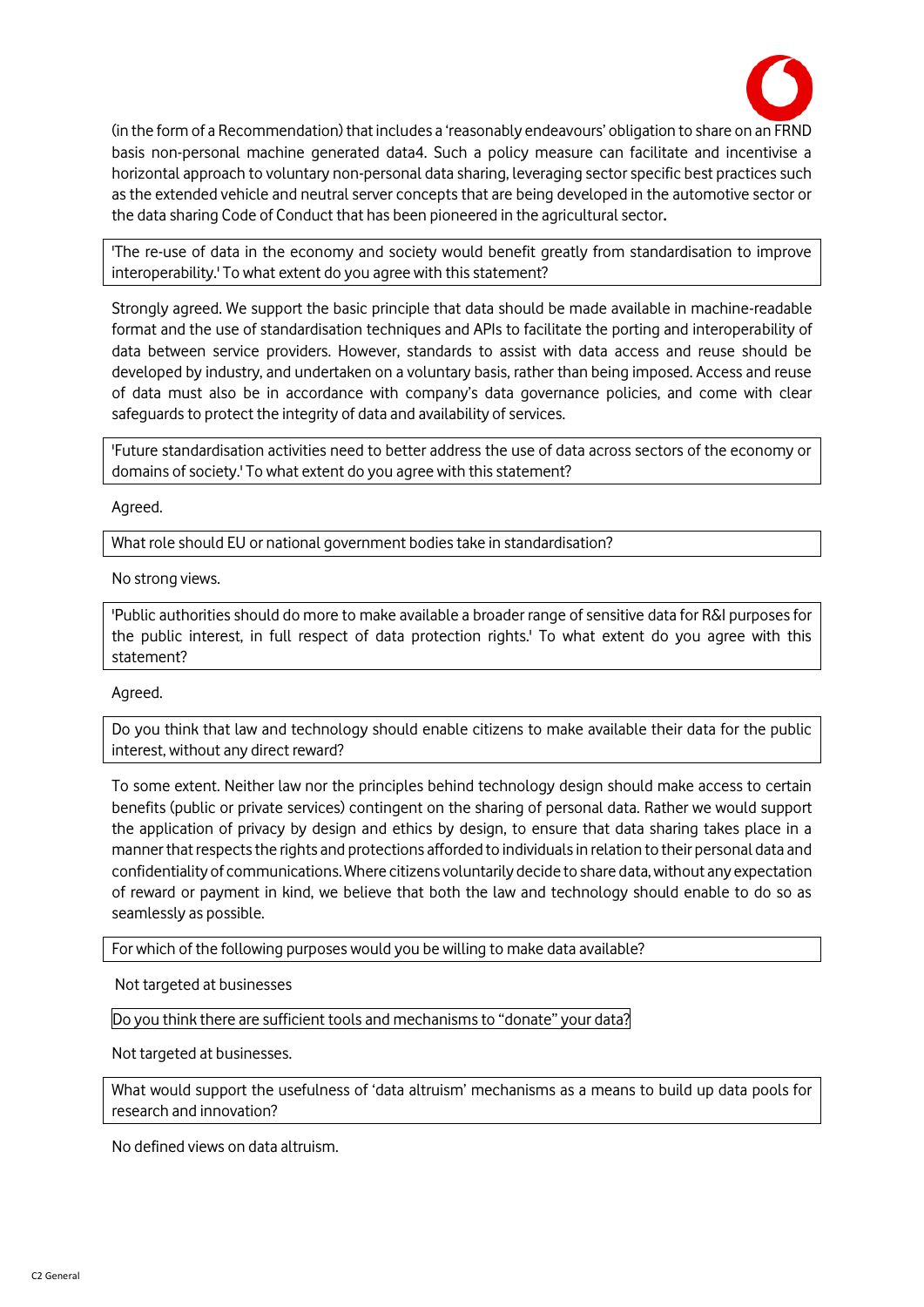(in the form of a Recommendation) that includes a 'reasonably endeavours' obligation to share on an FRND basis non-personal machine generated data[4]. Such a policy measure can facilitate and incentivise a horizontal approach to voluntary non-personal data sharing, leveraging sector specific best practices such as the extended vehicle and neutral server concepts that are being developed in the automotive sector or the data sharing Code of Conduct that has been pioneered in the agricultural sector.

> 'The re-use of data in the economy and society would benefit greatly from standardisation to improve interoperability.' To what extent do you agree with this statement?

Strongly agreed. We support the basic principle that data should be made available in machine-readable format and the use of standardisation techniques and APIs to facilitate the porting and interoperability of data between service providers. However, standards to assist with data access and reuse should be developed by industry, and undertaken on a voluntary basis, rather than being imposed. Access and reuse of data must also be in accordance with company's data governance policies, and come with clear safeguards to protect the integrity of data and availability of services.

> 'Future standardisation activities need to better address the use of data across sectors of the economy or domains of society.' To what extent do you agree with this statement?

Agreed.

> What role should EU or national government bodies take in standardisation?

No strong views.

> 'Public authorities should do more to make available a broader range of sensitive data for R&I purposes for the public interest, in full respect of data protection rights.' To what extent do you agree with this statement?

Agreed.

> Do you think that law and technology should enable citizens to make available their data for the public interest, without any direct reward?

To some extent. Neither law nor the principles behind technology design should make access to certain benefits (public or private services) contingent on the sharing of personal data. Rather we would support the application of privacy by design and ethics by design, to ensure that data sharing takes place in a manner that respects the rights and protections afforded to individuals in relation to their personal data and confidentiality of communications. Where citizens voluntarily decide to share data, without any expectation of reward or payment in kind, we believe that both the law and technology should enable to do so as seamlessly as possible.

> For which of the following purposes would you be willing to make data available?

Not targeted at businesses

> Do you think there are sufficient tools and mechanisms to "donate" your data?

Not targeted at businesses.

> What would support the usefulness of 'data altruism' mechanisms as a means to build up data pools for research and innovation?

No defined views on data altruism.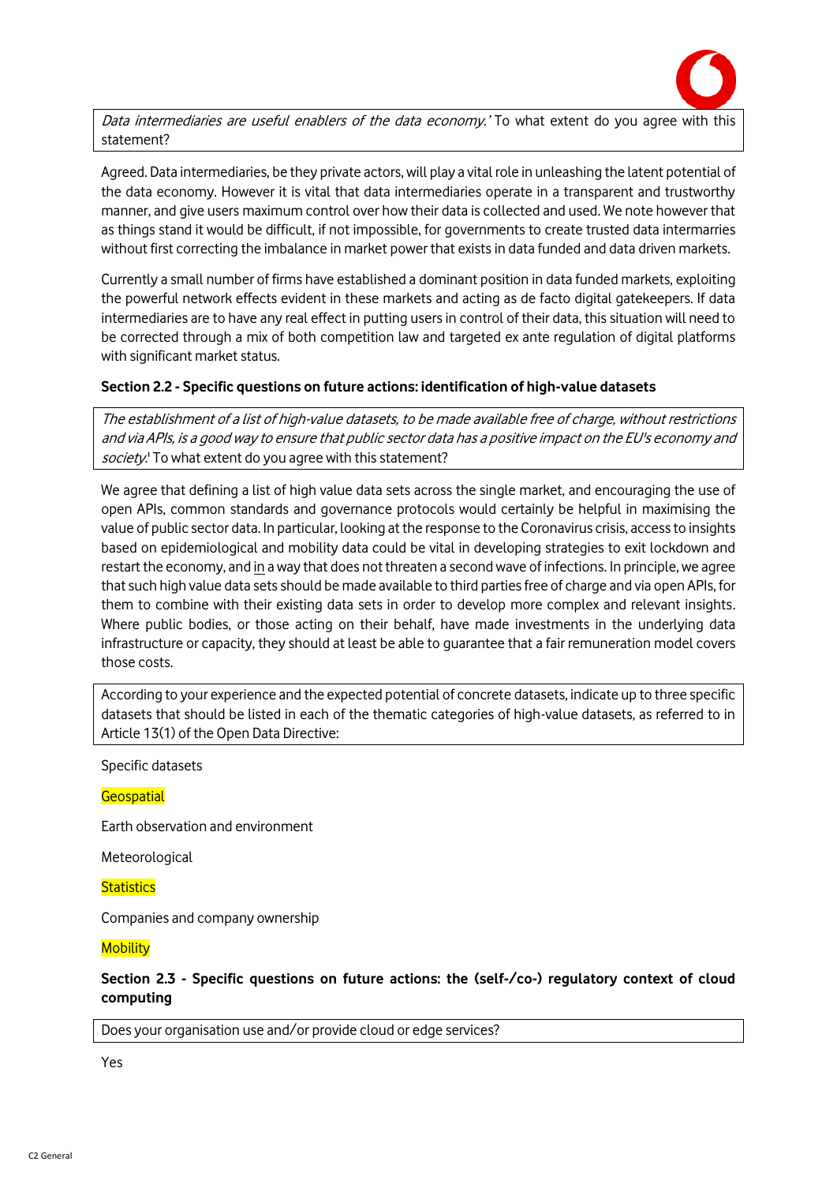*Data intermediaries are useful enablers of the data economy.'* To what extent do you agree with this statement?

Agreed. Data intermediaries, be they private actors, will play a vital role in unleashing the latent potential of the data economy. However it is vital that data intermediaries operate in a transparent and trustworthy manner, and give users maximum control over how their data is collected and used. We note however that as things stand it would be difficult, if not impossible, for governments to create trusted data intermarries without first correcting the imbalance in market power that exists in data funded and data driven markets.

Currently a small number of firms have established a dominant position in data funded markets, exploiting the powerful network effects evident in these markets and acting as de facto digital gatekeepers. If data intermediaries are to have any real effect in putting users in control of their data, this situation will need to be corrected through a mix of both competition law and targeted ex ante regulation of digital platforms with significant market status.

### Section 2.2 - Specific questions on future actions: identification of high-value datasets

*The establishment of a list of high-value datasets, to be made available free of charge, without restrictions and via APIs, is a good way to ensure that public sector data has a positive impact on the EU's economy and society.'* To what extent do you agree with this statement?

We agree that defining a list of high value data sets across the single market, and encouraging the use of open APIs, common standards and governance protocols would certainly be helpful in maximising the value of public sector data. In particular, looking at the response to the Coronavirus crisis, access to insights based on epidemiological and mobility data could be vital in developing strategies to exit lockdown and restart the economy, and in a way that does not threaten a second wave of infections. In principle, we agree that such high value data sets should be made available to third parties free of charge and via open APIs, for them to combine with their existing data sets in order to develop more complex and relevant insights. Where public bodies, or those acting on their behalf, have made investments in the underlying data infrastructure or capacity, they should at least be able to guarantee that a fair remuneration model covers those costs.

According to your experience and the expected potential of concrete datasets, indicate up to three specific datasets that should be listed in each of the thematic categories of high-value datasets, as referred to in Article 13(1) of the Open Data Directive:

Specific datasets

Geospatial

Earth observation and environment

Meteorological

Statistics

Companies and company ownership

Mobility

### Section 2.3 - Specific questions on future actions: the (self-/co-) regulatory context of cloud computing

Does your organisation use and/or provide cloud or edge services?

Yes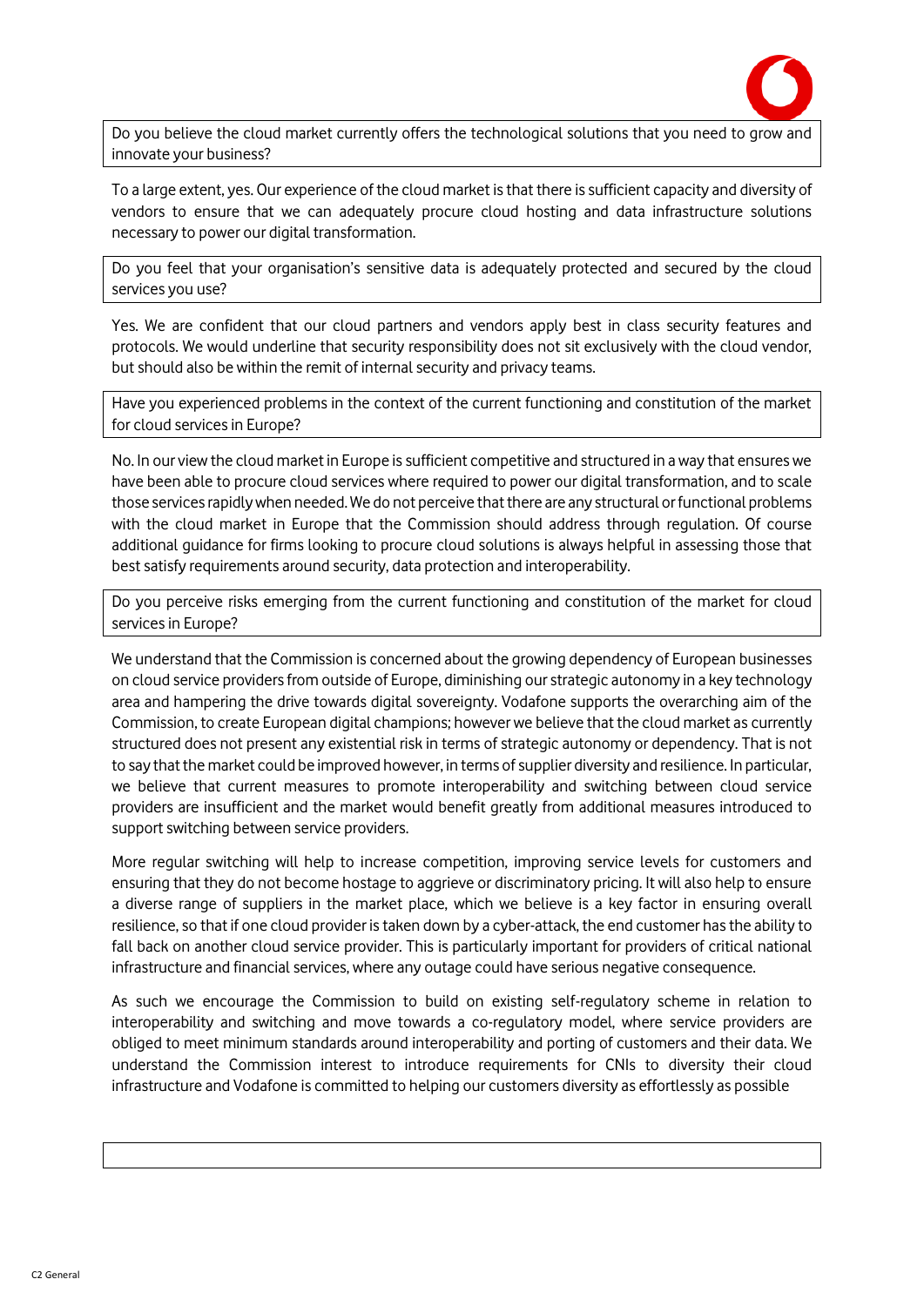**Do you believe the cloud market currently offers the technological solutions that you need to grow and innovate your business?**

To a large extent, yes. Our experience of the cloud market is that there is sufficient capacity and diversity of vendors to ensure that we can adequately procure cloud hosting and data infrastructure solutions necessary to power our digital transformation.

**Do you feel that your organisation's sensitive data is adequately protected and secured by the cloud services you use?**

Yes. We are confident that our cloud partners and vendors apply best in class security features and protocols. We would underline that security responsibility does not sit exclusively with the cloud vendor, but should also be within the remit of internal security and privacy teams.

**Have you experienced problems in the context of the current functioning and constitution of the market for cloud services in Europe?**

No. In our view the cloud market in Europe is sufficient competitive and structured in a way that ensures we have been able to procure cloud services where required to power our digital transformation, and to scale those services rapidly when needed. We do not perceive that there are any structural or functional problems with the cloud market in Europe that the Commission should address through regulation. Of course additional guidance for firms looking to procure cloud solutions is always helpful in assessing those that best satisfy requirements around security, data protection and interoperability.

**Do you perceive risks emerging from the current functioning and constitution of the market for cloud services in Europe?**

We understand that the Commission is concerned about the growing dependency of European businesses on cloud service providers from outside of Europe, diminishing our strategic autonomy in a key technology area and hampering the drive towards digital sovereignty. Vodafone supports the overarching aim of the Commission, to create European digital champions; however we believe that the cloud market as currently structured does not present any existential risk in terms of strategic autonomy or dependency. That is not to say that the market could be improved however, in terms of supplier diversity and resilience. In particular, we believe that current measures to promote interoperability and switching between cloud service providers are insufficient and the market would benefit greatly from additional measures introduced to support switching between service providers.

More regular switching will help to increase competition, improving service levels for customers and ensuring that they do not become hostage to aggrieve or discriminatory pricing. It will also help to ensure a diverse range of suppliers in the market place, which we believe is a key factor in ensuring overall resilience, so that if one cloud provider is taken down by a cyber-attack, the end customer has the ability to fall back on another cloud service provider. This is particularly important for providers of critical national infrastructure and financial services, where any outage could have serious negative consequence.

As such we encourage the Commission to build on existing self-regulatory scheme in relation to interoperability and switching and move towards a co-regulatory model, where service providers are obliged to meet minimum standards around interoperability and porting of customers and their data. We understand the Commission interest to introduce requirements for CNIs to diversity their cloud infrastructure and Vodafone is committed to helping our customers diversity as effortlessly as possible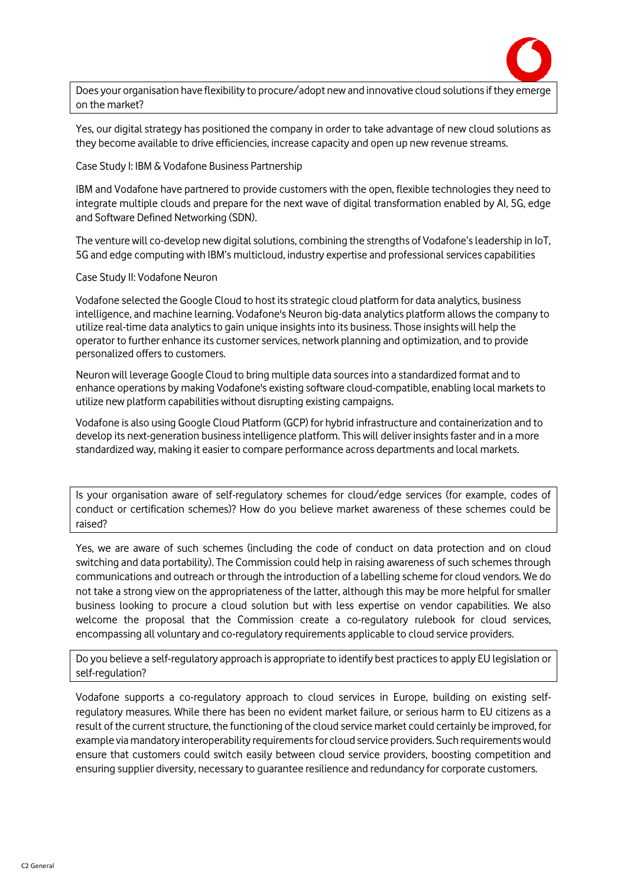**Does your organisation have flexibility to procure/adopt new and innovative cloud solutions if they emerge on the market?**

Yes, our digital strategy has positioned the company in order to take advantage of new cloud solutions as they become available to drive efficiencies, increase capacity and open up new revenue streams.

Case Study I: IBM & Vodafone Business Partnership

IBM and Vodafone have partnered to provide customers with the open, flexible technologies they need to integrate multiple clouds and prepare for the next wave of digital transformation enabled by AI, 5G, edge and Software Defined Networking (SDN).

The venture will co-develop new digital solutions, combining the strengths of Vodafone's leadership in IoT, 5G and edge computing with IBM's multicloud, industry expertise and professional services capabilities

Case Study II: Vodafone Neuron

Vodafone selected the Google Cloud to host its strategic cloud platform for data analytics, business intelligence, and machine learning. Vodafone's Neuron big-data analytics platform allows the company to utilize real-time data analytics to gain unique insights into its business. Those insights will help the operator to further enhance its customer services, network planning and optimization, and to provide personalized offers to customers.

Neuron will leverage Google Cloud to bring multiple data sources into a standardized format and to enhance operations by making Vodafone's existing software cloud-compatible, enabling local markets to utilize new platform capabilities without disrupting existing campaigns.

Vodafone is also using Google Cloud Platform (GCP) for hybrid infrastructure and containerization and to develop its next-generation business intelligence platform. This will deliver insights faster and in a more standardized way, making it easier to compare performance across departments and local markets.

**Is your organisation aware of self-regulatory schemes for cloud/edge services (for example, codes of conduct or certification schemes)? How do you believe market awareness of these schemes could be raised?**

Yes, we are aware of such schemes (including the code of conduct on data protection and on cloud switching and data portability). The Commission could help in raising awareness of such schemes through communications and outreach or through the introduction of a labelling scheme for cloud vendors. We do not take a strong view on the appropriateness of the latter, although this may be more helpful for smaller business looking to procure a cloud solution but with less expertise on vendor capabilities. We also welcome the proposal that the Commission create a co-regulatory rulebook for cloud services, encompassing all voluntary and co-regulatory requirements applicable to cloud service providers.

**Do you believe a self-regulatory approach is appropriate to identify best practices to apply EU legislation or self-regulation?**

Vodafone supports a co-regulatory approach to cloud services in Europe, building on existing self-regulatory measures. While there has been no evident market failure, or serious harm to EU citizens as a result of the current structure, the functioning of the cloud service market could certainly be improved, for example via mandatory interoperability requirements for cloud service providers. Such requirements would ensure that customers could switch easily between cloud service providers, boosting competition and ensuring supplier diversity, necessary to guarantee resilience and redundancy for corporate customers.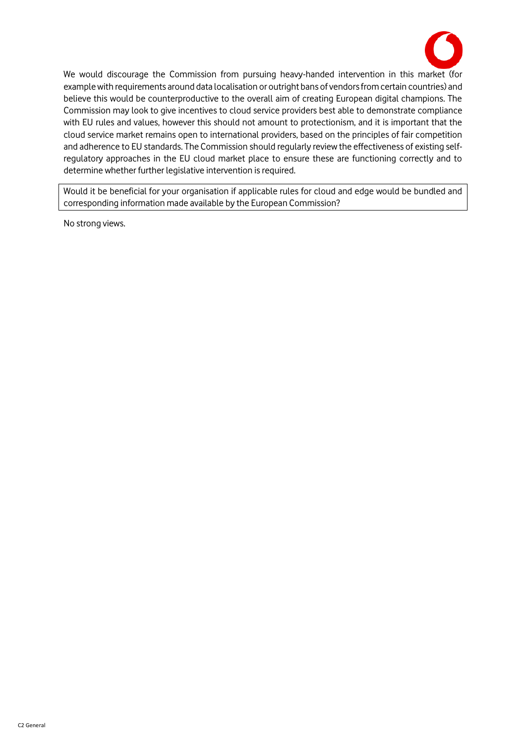We would discourage the Commission from pursuing heavy-handed intervention in this market (for example with requirements around data localisation or outright bans of vendors from certain countries) and believe this would be counterproductive to the overall aim of creating European digital champions. The Commission may look to give incentives to cloud service providers best able to demonstrate compliance with EU rules and values, however this should not amount to protectionism, and it is important that the cloud service market remains open to international providers, based on the principles of fair competition and adherence to EU standards. The Commission should regularly review the effectiveness of existing self-regulatory approaches in the EU cloud market place to ensure these are functioning correctly and to determine whether further legislative intervention is required.

| |
|---|
| Would it be beneficial for your organisation if applicable rules for cloud and edge would be bundled and corresponding information made available by the European Commission? |

No strong views.